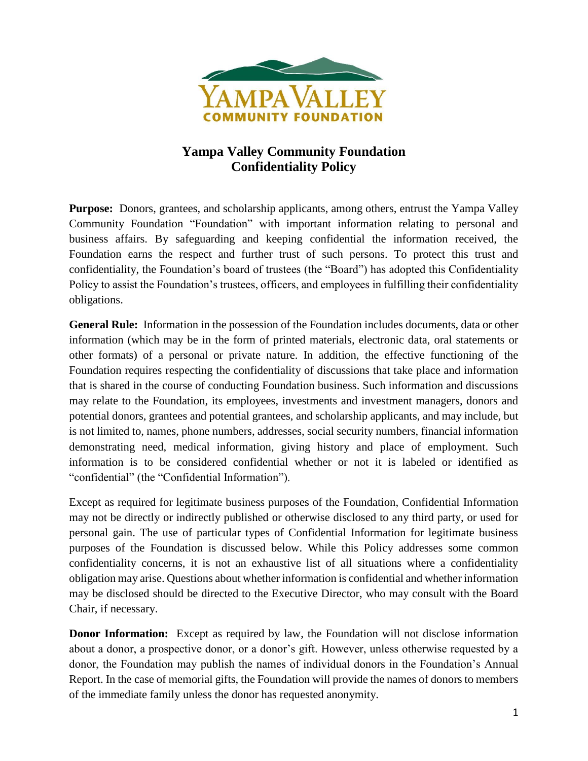YAMPA VALLEY
COMMUNITY FOUNDATION

# Yampa Valley Community Foundation
# Confidentiality Policy

**Purpose:** Donors, grantees, and scholarship applicants, among others, entrust the Yampa Valley Community Foundation "Foundation" with important information relating to personal and business affairs. By safeguarding and keeping confidential the information received, the Foundation earns the respect and further trust of such persons. To protect this trust and confidentiality, the Foundation's board of trustees (the "Board") has adopted this Confidentiality Policy to assist the Foundation's trustees, officers, and employees in fulfilling their confidentiality obligations.

**General Rule:** Information in the possession of the Foundation includes documents, data or other information (which may be in the form of printed materials, electronic data, oral statements or other formats) of a personal or private nature. In addition, the effective functioning of the Foundation requires respecting the confidentiality of discussions that take place and information that is shared in the course of conducting Foundation business. Such information and discussions may relate to the Foundation, its employees, investments and investment managers, donors and potential donors, grantees and potential grantees, and scholarship applicants, and may include, but is not limited to, names, phone numbers, addresses, social security numbers, financial information demonstrating need, medical information, giving history and place of employment. Such information is to be considered confidential whether or not it is labeled or identified as "confidential" (the "Confidential Information").

Except as required for legitimate business purposes of the Foundation, Confidential Information may not be directly or indirectly published or otherwise disclosed to any third party, or used for personal gain. The use of particular types of Confidential Information for legitimate business purposes of the Foundation is discussed below. While this Policy addresses some common confidentiality concerns, it is not an exhaustive list of all situations where a confidentiality obligation may arise. Questions about whether information is confidential and whether information may be disclosed should be directed to the Executive Director, who may consult with the Board Chair, if necessary.

**Donor Information:** Except as required by law, the Foundation will not disclose information about a donor, a prospective donor, or a donor's gift. However, unless otherwise requested by a donor, the Foundation may publish the names of individual donors in the Foundation's Annual Report. In the case of memorial gifts, the Foundation will provide the names of donors to members of the immediate family unless the donor has requested anonymity.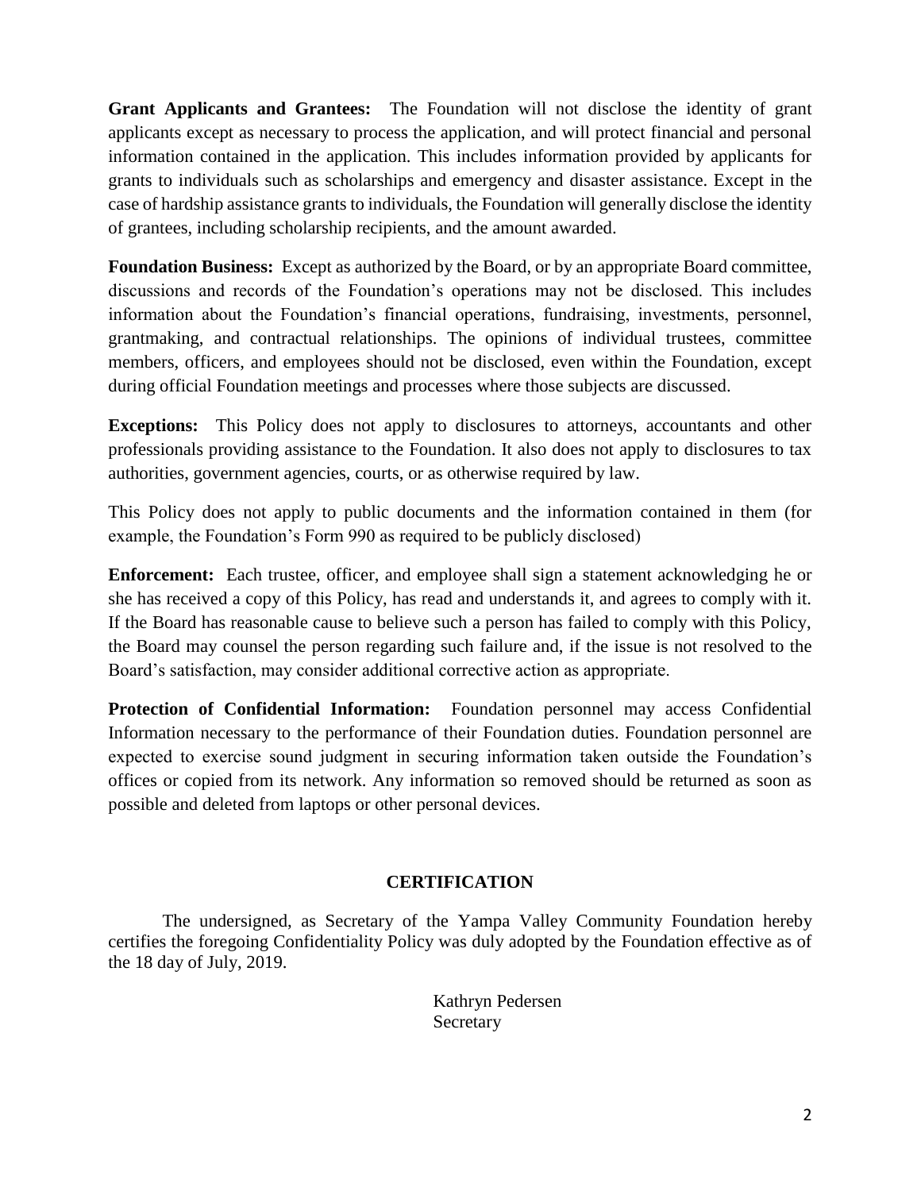**Grant Applicants and Grantees:** The Foundation will not disclose the identity of grant applicants except as necessary to process the application, and will protect financial and personal information contained in the application. This includes information provided by applicants for grants to individuals such as scholarships and emergency and disaster assistance. Except in the case of hardship assistance grants to individuals, the Foundation will generally disclose the identity of grantees, including scholarship recipients, and the amount awarded.

**Foundation Business:** Except as authorized by the Board, or by an appropriate Board committee, discussions and records of the Foundation's operations may not be disclosed. This includes information about the Foundation's financial operations, fundraising, investments, personnel, grantmaking, and contractual relationships. The opinions of individual trustees, committee members, officers, and employees should not be disclosed, even within the Foundation, except during official Foundation meetings and processes where those subjects are discussed.

**Exceptions:** This Policy does not apply to disclosures to attorneys, accountants and other professionals providing assistance to the Foundation. It also does not apply to disclosures to tax authorities, government agencies, courts, or as otherwise required by law.

This Policy does not apply to public documents and the information contained in them (for example, the Foundation's Form 990 as required to be publicly disclosed)

**Enforcement:** Each trustee, officer, and employee shall sign a statement acknowledging he or she has received a copy of this Policy, has read and understands it, and agrees to comply with it. If the Board has reasonable cause to believe such a person has failed to comply with this Policy, the Board may counsel the person regarding such failure and, if the issue is not resolved to the Board's satisfaction, may consider additional corrective action as appropriate.

**Protection of Confidential Information:** Foundation personnel may access Confidential Information necessary to the performance of their Foundation duties. Foundation personnel are expected to exercise sound judgment in securing information taken outside the Foundation's offices or copied from its network. Any information so removed should be returned as soon as possible and deleted from laptops or other personal devices.

## CERTIFICATION

The undersigned, as Secretary of the Yampa Valley Community Foundation hereby certifies the foregoing Confidentiality Policy was duly adopted by the Foundation effective as of the 18 day of July, 2019.

Kathryn Pedersen
Secretary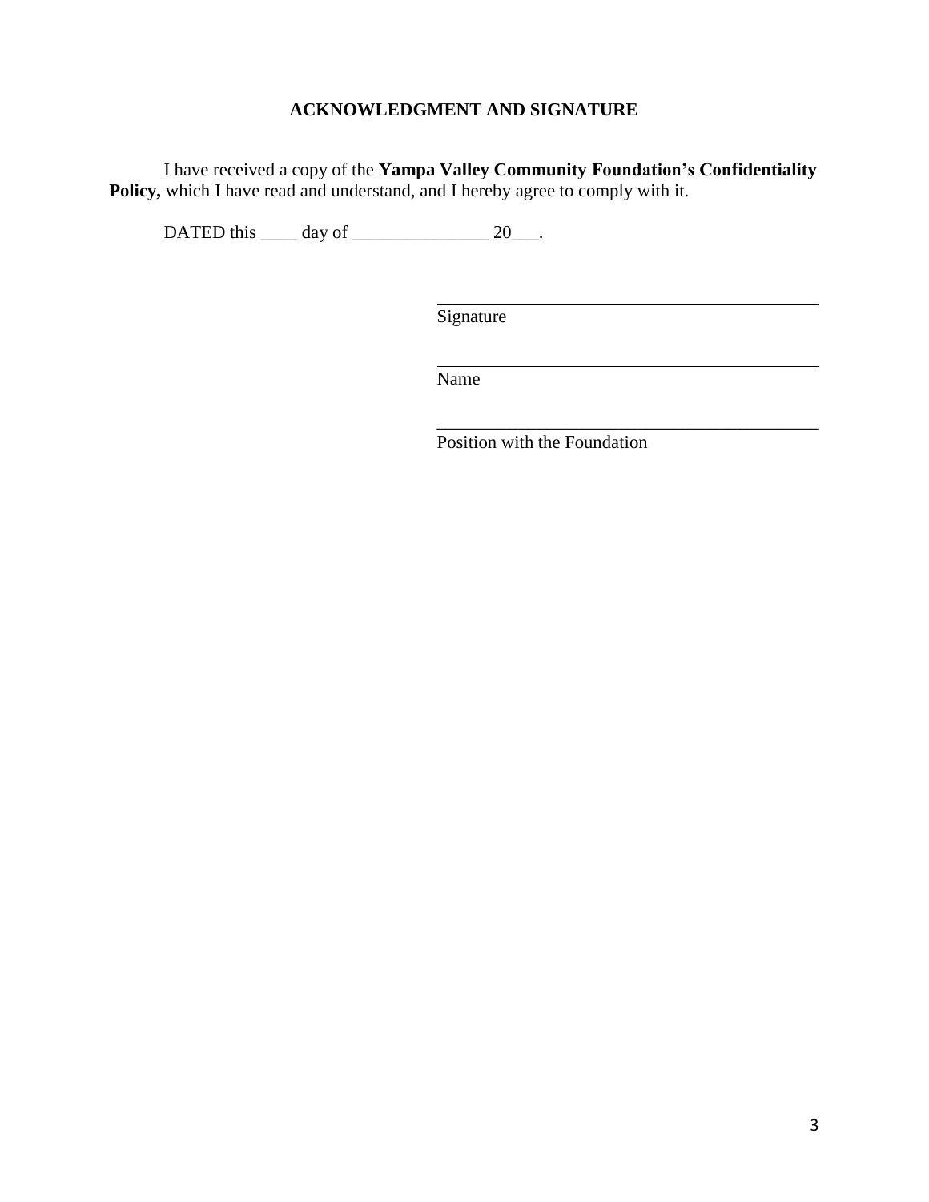## ACKNOWLEDGMENT AND SIGNATURE

I have received a copy of the **Yampa Valley Community Foundation's Confidentiality Policy,** which I have read and understand, and I hereby agree to comply with it.

DATED this ____ day of _______________ 20___.

_____________________________________________
Signature

_____________________________________________
Name

_____________________________________________
Position with the Foundation